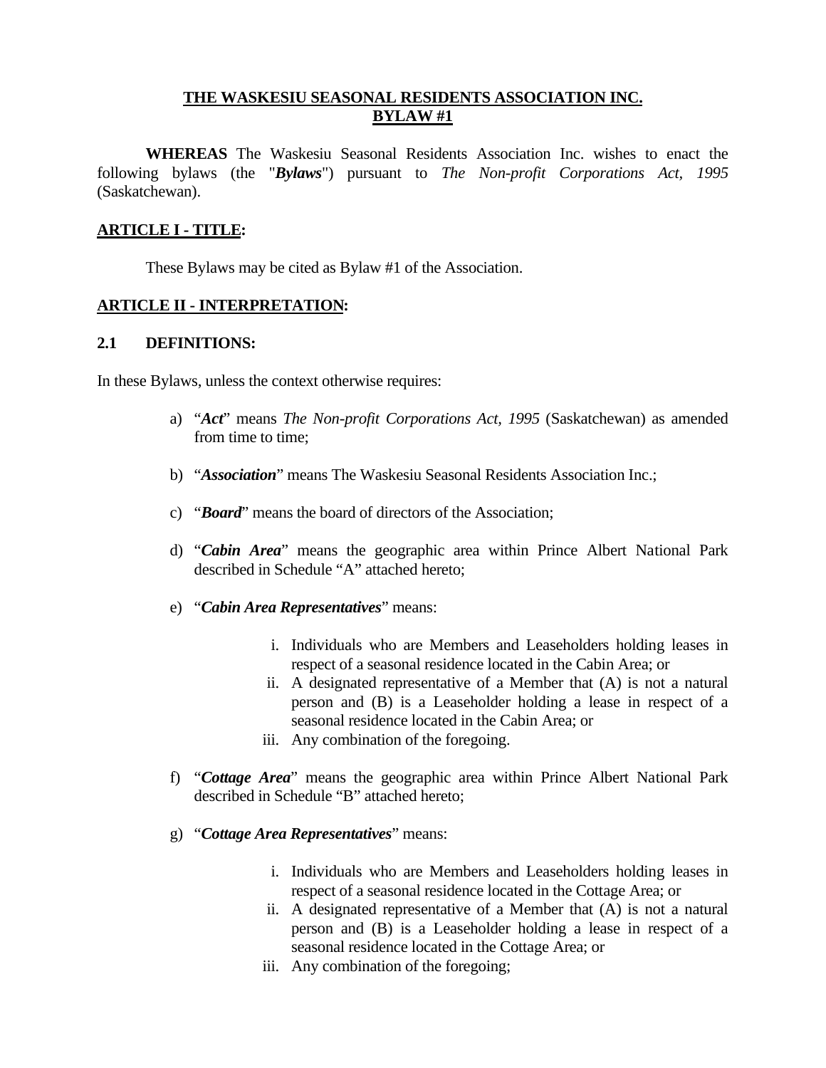# THE WASKESIU SEASONAL RESIDENTS ASSOCIATION INC.
## BYLAW #1

**WHEREAS** The Waskesiu Seasonal Residents Association Inc. wishes to enact the following bylaws (the "***Bylaws***") pursuant to *The Non-profit Corporations Act, 1995* (Saskatchewan).

## ARTICLE I - TITLE:

These Bylaws may be cited as Bylaw #1 of the Association.

## ARTICLE II - INTERPRETATION:

### 2.1 DEFINITIONS:

In these Bylaws, unless the context otherwise requires:

a) "***Act***" means *The Non-profit Corporations Act, 1995* (Saskatchewan) as amended from time to time;

b) "***Association***" means The Waskesiu Seasonal Residents Association Inc.;

c) "***Board***" means the board of directors of the Association;

d) "***Cabin Area***" means the geographic area within Prince Albert National Park described in Schedule "A" attached hereto;

e) "***Cabin Area Representatives***" means:

   i. Individuals who are Members and Leaseholders holding leases in respect of a seasonal residence located in the Cabin Area; or
   ii. A designated representative of a Member that (A) is not a natural person and (B) is a Leaseholder holding a lease in respect of a seasonal residence located in the Cabin Area; or
   iii. Any combination of the foregoing.

f) "***Cottage Area***" means the geographic area within Prince Albert National Park described in Schedule "B" attached hereto;

g) "***Cottage Area Representatives***" means:

   i. Individuals who are Members and Leaseholders holding leases in respect of a seasonal residence located in the Cottage Area; or
   ii. A designated representative of a Member that (A) is not a natural person and (B) is a Leaseholder holding a lease in respect of a seasonal residence located in the Cottage Area; or
   iii. Any combination of the foregoing;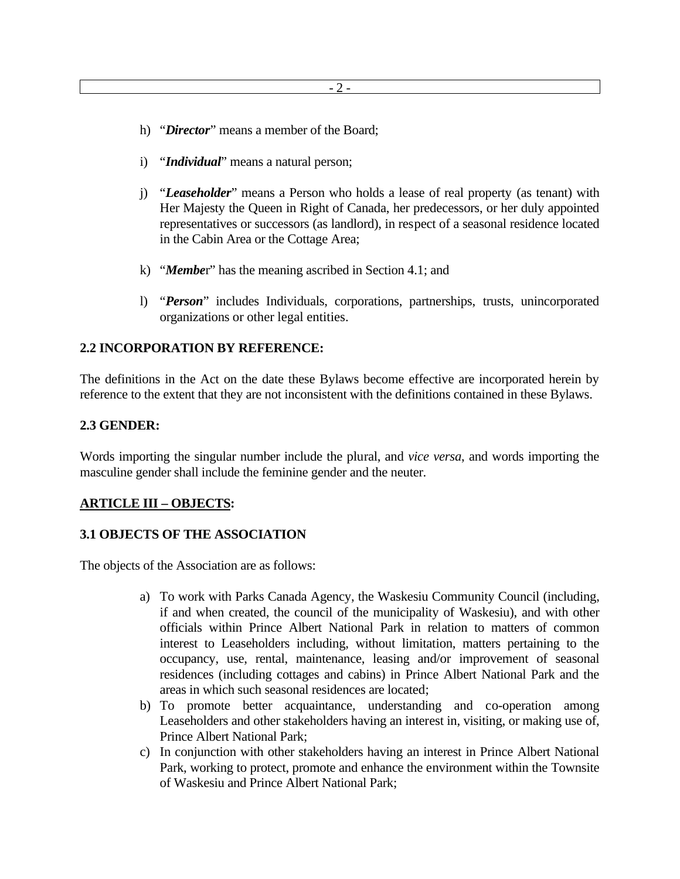h) "***Director***" means a member of the Board;

i) "***Individual***" means a natural person;

j) "***Leaseholder***" means a Person who holds a lease of real property (as tenant) with Her Majesty the Queen in Right of Canada, her predecessors, or her duly appointed representatives or successors (as landlord), in respect of a seasonal residence located in the Cabin Area or the Cottage Area;

k) "***Membe***r" has the meaning ascribed in Section 4.1; and

l) "***Person***" includes Individuals, corporations, partnerships, trusts, unincorporated organizations or other legal entities.

**2.2 INCORPORATION BY REFERENCE:**

The definitions in the Act on the date these Bylaws become effective are incorporated herein by reference to the extent that they are not inconsistent with the definitions contained in these Bylaws.

**2.3 GENDER:**

Words importing the singular number include the plural, and *vice versa*, and words importing the masculine gender shall include the feminine gender and the neuter.

## ARTICLE III – OBJECTS:

**3.1 OBJECTS OF THE ASSOCIATION**

The objects of the Association are as follows:

a) To work with Parks Canada Agency, the Waskesiu Community Council (including, if and when created, the council of the municipality of Waskesiu), and with other officials within Prince Albert National Park in relation to matters of common interest to Leaseholders including, without limitation, matters pertaining to the occupancy, use, rental, maintenance, leasing and/or improvement of seasonal residences (including cottages and cabins) in Prince Albert National Park and the areas in which such seasonal residences are located;
b) To promote better acquaintance, understanding and co-operation among Leaseholders and other stakeholders having an interest in, visiting, or making use of, Prince Albert National Park;
c) In conjunction with other stakeholders having an interest in Prince Albert National Park, working to protect, promote and enhance the environment within the Townsite of Waskesiu and Prince Albert National Park;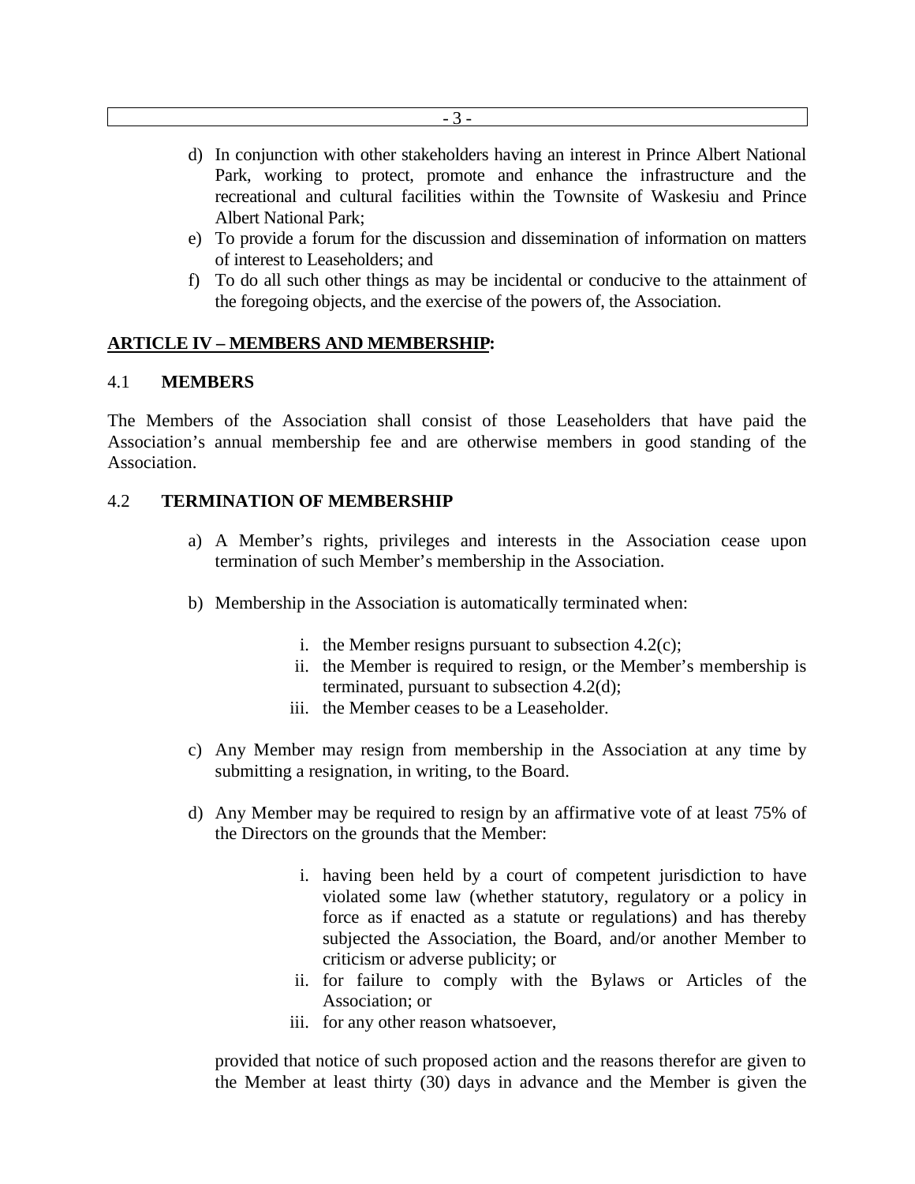d) In conjunction with other stakeholders having an interest in Prince Albert National Park, working to protect, promote and enhance the infrastructure and the recreational and cultural facilities within the Townsite of Waskesiu and Prince Albert National Park;
e) To provide a forum for the discussion and dissemination of information on matters of interest to Leaseholders; and
f) To do all such other things as may be incidental or conducive to the attainment of the foregoing objects, and the exercise of the powers of, the Association.

## ARTICLE IV – MEMBERS AND MEMBERSHIP:

### 4.1 MEMBERS

The Members of the Association shall consist of those Leaseholders that have paid the Association's annual membership fee and are otherwise members in good standing of the Association.

### 4.2 TERMINATION OF MEMBERSHIP

a) A Member's rights, privileges and interests in the Association cease upon termination of such Member's membership in the Association.

b) Membership in the Association is automatically terminated when:

    i. the Member resigns pursuant to subsection 4.2(c);
    ii. the Member is required to resign, or the Member's membership is terminated, pursuant to subsection 4.2(d);
    iii. the Member ceases to be a Leaseholder.

c) Any Member may resign from membership in the Association at any time by submitting a resignation, in writing, to the Board.

d) Any Member may be required to resign by an affirmative vote of at least 75% of the Directors on the grounds that the Member:

    i. having been held by a court of competent jurisdiction to have violated some law (whether statutory, regulatory or a policy in force as if enacted as a statute or regulations) and has thereby subjected the Association, the Board, and/or another Member to criticism or adverse publicity; or
    ii. for failure to comply with the Bylaws or Articles of the Association; or
    iii. for any other reason whatsoever,

provided that notice of such proposed action and the reasons therefor are given to the Member at least thirty (30) days in advance and the Member is given the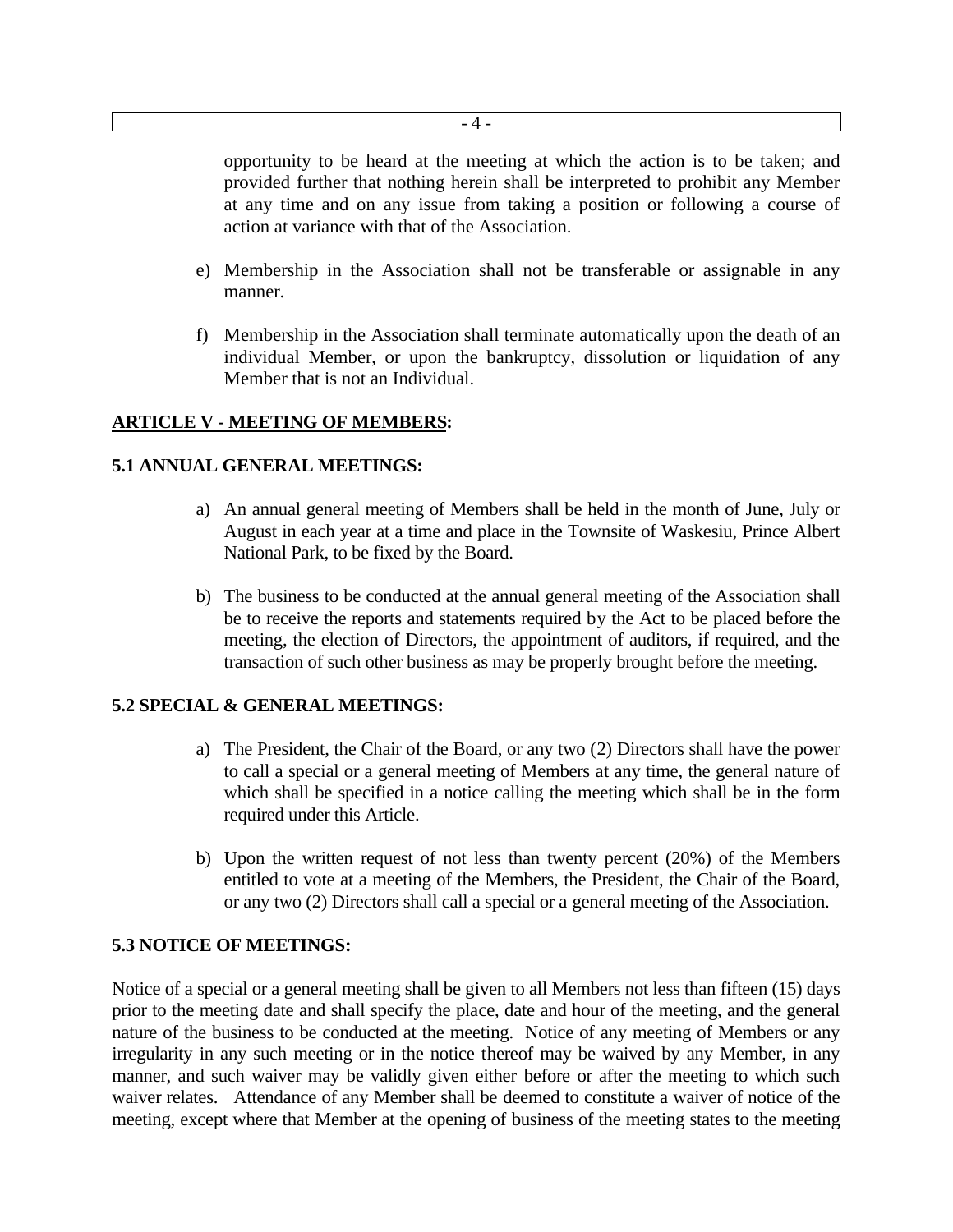opportunity to be heard at the meeting at which the action is to be taken; and provided further that nothing herein shall be interpreted to prohibit any Member at any time and on any issue from taking a position or following a course of action at variance with that of the Association.

e) Membership in the Association shall not be transferable or assignable in any manner.

f) Membership in the Association shall terminate automatically upon the death of an individual Member, or upon the bankruptcy, dissolution or liquidation of any Member that is not an Individual.

## ARTICLE V - MEETING OF MEMBERS:

### 5.1 ANNUAL GENERAL MEETINGS:

a) An annual general meeting of Members shall be held in the month of June, July or August in each year at a time and place in the Townsite of Waskesiu, Prince Albert National Park, to be fixed by the Board.

b) The business to be conducted at the annual general meeting of the Association shall be to receive the reports and statements required by the Act to be placed before the meeting, the election of Directors, the appointment of auditors, if required, and the transaction of such other business as may be properly brought before the meeting.

### 5.2 SPECIAL & GENERAL MEETINGS:

a) The President, the Chair of the Board, or any two (2) Directors shall have the power to call a special or a general meeting of Members at any time, the general nature of which shall be specified in a notice calling the meeting which shall be in the form required under this Article.

b) Upon the written request of not less than twenty percent (20%) of the Members entitled to vote at a meeting of the Members, the President, the Chair of the Board, or any two (2) Directors shall call a special or a general meeting of the Association.

### 5.3 NOTICE OF MEETINGS:

Notice of a special or a general meeting shall be given to all Members not less than fifteen (15) days prior to the meeting date and shall specify the place, date and hour of the meeting, and the general nature of the business to be conducted at the meeting. Notice of any meeting of Members or any irregularity in any such meeting or in the notice thereof may be waived by any Member, in any manner, and such waiver may be validly given either before or after the meeting to which such waiver relates. Attendance of any Member shall be deemed to constitute a waiver of notice of the meeting, except where that Member at the opening of business of the meeting states to the meeting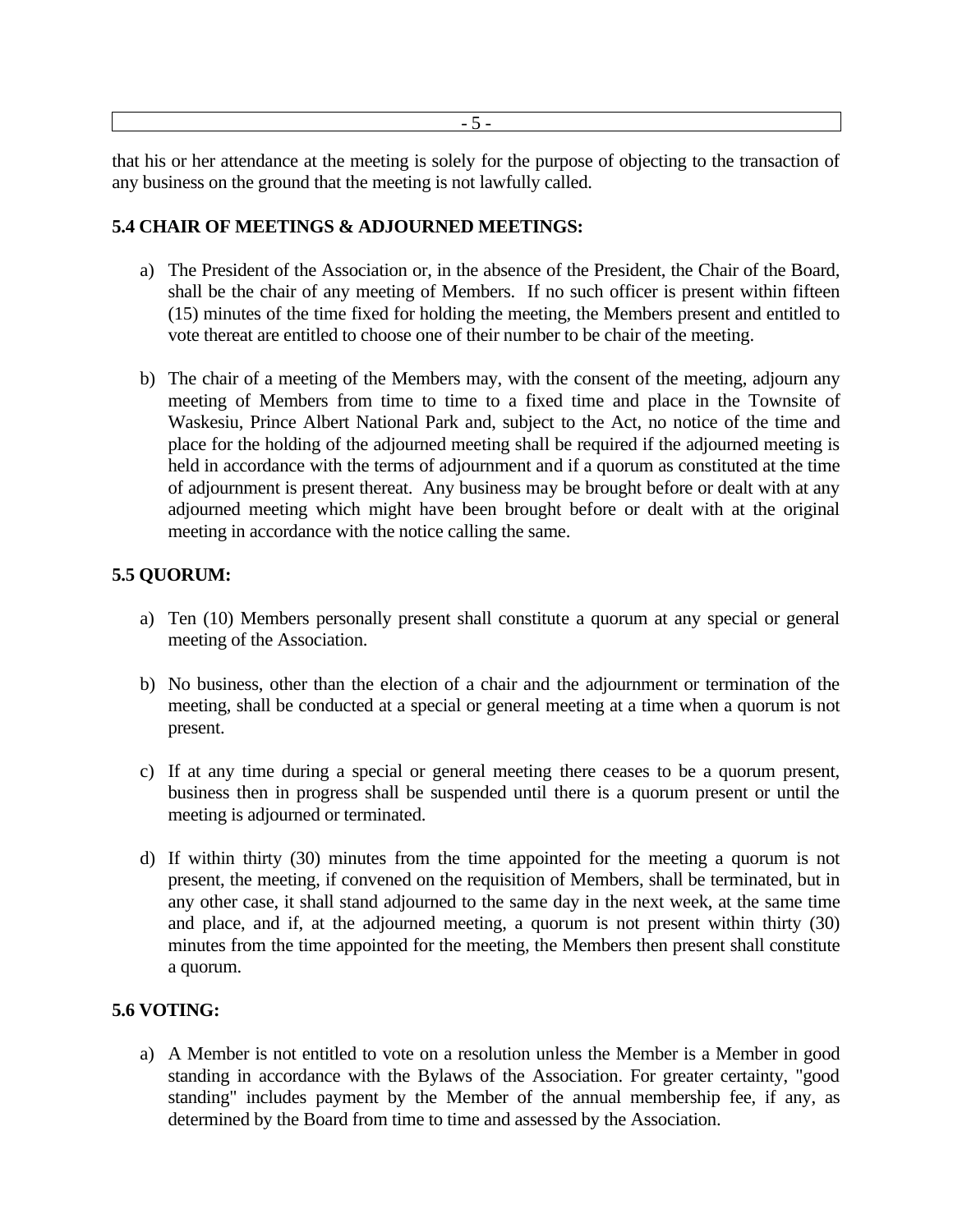that his or her attendance at the meeting is solely for the purpose of objecting to the transaction of any business on the ground that the meeting is not lawfully called.

**5.4 CHAIR OF MEETINGS & ADJOURNED MEETINGS:**

a) The President of the Association or, in the absence of the President, the Chair of the Board, shall be the chair of any meeting of Members. If no such officer is present within fifteen (15) minutes of the time fixed for holding the meeting, the Members present and entitled to vote thereat are entitled to choose one of their number to be chair of the meeting.

b) The chair of a meeting of the Members may, with the consent of the meeting, adjourn any meeting of Members from time to time to a fixed time and place in the Townsite of Waskesiu, Prince Albert National Park and, subject to the Act, no notice of the time and place for the holding of the adjourned meeting shall be required if the adjourned meeting is held in accordance with the terms of adjournment and if a quorum as constituted at the time of adjournment is present thereat. Any business may be brought before or dealt with at any adjourned meeting which might have been brought before or dealt with at the original meeting in accordance with the notice calling the same.

**5.5 QUORUM:**

a) Ten (10) Members personally present shall constitute a quorum at any special or general meeting of the Association.

b) No business, other than the election of a chair and the adjournment or termination of the meeting, shall be conducted at a special or general meeting at a time when a quorum is not present.

c) If at any time during a special or general meeting there ceases to be a quorum present, business then in progress shall be suspended until there is a quorum present or until the meeting is adjourned or terminated.

d) If within thirty (30) minutes from the time appointed for the meeting a quorum is not present, the meeting, if convened on the requisition of Members, shall be terminated, but in any other case, it shall stand adjourned to the same day in the next week, at the same time and place, and if, at the adjourned meeting, a quorum is not present within thirty (30) minutes from the time appointed for the meeting, the Members then present shall constitute a quorum.

**5.6 VOTING:**

a) A Member is not entitled to vote on a resolution unless the Member is a Member in good standing in accordance with the Bylaws of the Association. For greater certainty, "good standing" includes payment by the Member of the annual membership fee, if any, as determined by the Board from time to time and assessed by the Association.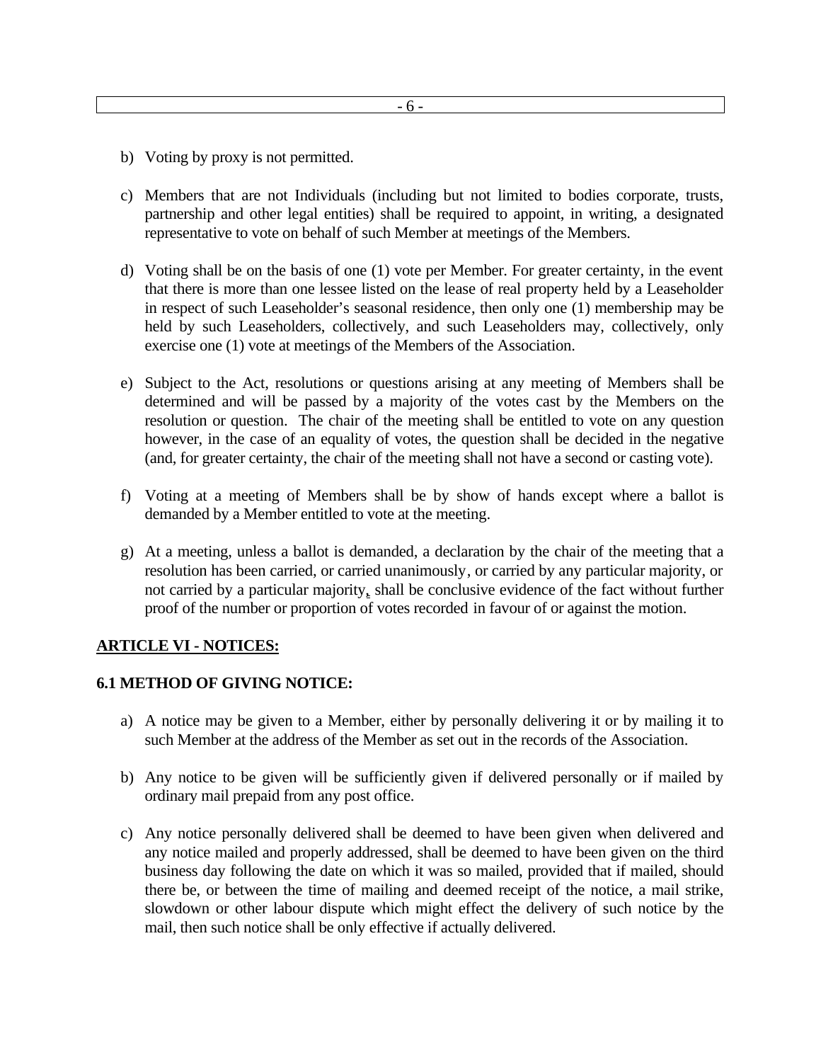b) Voting by proxy is not permitted.

c) Members that are not Individuals (including but not limited to bodies corporate, trusts, partnership and other legal entities) shall be required to appoint, in writing, a designated representative to vote on behalf of such Member at meetings of the Members.

d) Voting shall be on the basis of one (1) vote per Member. For greater certainty, in the event that there is more than one lessee listed on the lease of real property held by a Leaseholder in respect of such Leaseholder's seasonal residence, then only one (1) membership may be held by such Leaseholders, collectively, and such Leaseholders may, collectively, only exercise one (1) vote at meetings of the Members of the Association.

e) Subject to the Act, resolutions or questions arising at any meeting of Members shall be determined and will be passed by a majority of the votes cast by the Members on the resolution or question. The chair of the meeting shall be entitled to vote on any question however, in the case of an equality of votes, the question shall be decided in the negative (and, for greater certainty, the chair of the meeting shall not have a second or casting vote).

f) Voting at a meeting of Members shall be by show of hands except where a ballot is demanded by a Member entitled to vote at the meeting.

g) At a meeting, unless a ballot is demanded, a declaration by the chair of the meeting that a resolution has been carried, or carried unanimously, or carried by any particular majority, or not carried by a particular majority, shall be conclusive evidence of the fact without further proof of the number or proportion of votes recorded in favour of or against the motion.

## ARTICLE VI - NOTICES:

### 6.1 METHOD OF GIVING NOTICE:

a) A notice may be given to a Member, either by personally delivering it or by mailing it to such Member at the address of the Member as set out in the records of the Association.

b) Any notice to be given will be sufficiently given if delivered personally or if mailed by ordinary mail prepaid from any post office.

c) Any notice personally delivered shall be deemed to have been given when delivered and any notice mailed and properly addressed, shall be deemed to have been given on the third business day following the date on which it was so mailed, provided that if mailed, should there be, or between the time of mailing and deemed receipt of the notice, a mail strike, slowdown or other labour dispute which might effect the delivery of such notice by the mail, then such notice shall be only effective if actually delivered.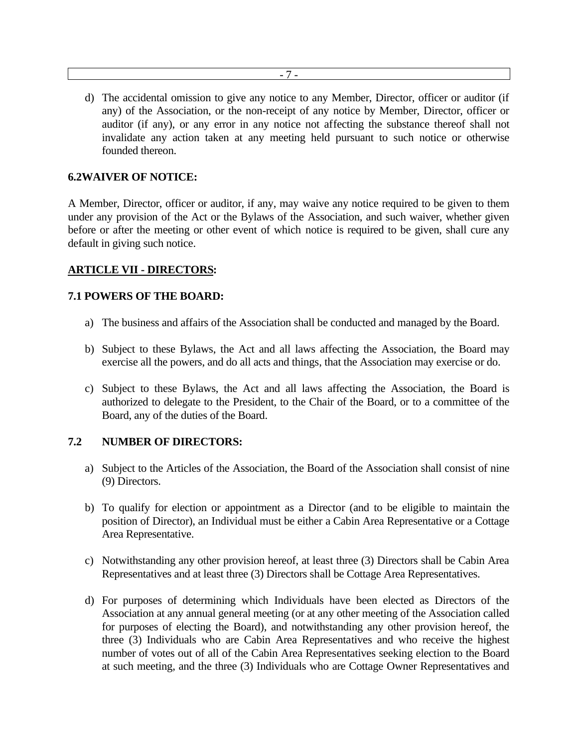d) The accidental omission to give any notice to any Member, Director, officer or auditor (if any) of the Association, or the non-receipt of any notice by Member, Director, officer or auditor (if any), or any error in any notice not affecting the substance thereof shall not invalidate any action taken at any meeting held pursuant to such notice or otherwise founded thereon.

**6.2WAIVER OF NOTICE:**

A Member, Director, officer or auditor, if any, may waive any notice required to be given to them under any provision of the Act or the Bylaws of the Association, and such waiver, whether given before or after the meeting or other event of which notice is required to be given, shall cure any default in giving such notice.

## ARTICLE VII - DIRECTORS:

**7.1 POWERS OF THE BOARD:**

a) The business and affairs of the Association shall be conducted and managed by the Board.

b) Subject to these Bylaws, the Act and all laws affecting the Association, the Board may exercise all the powers, and do all acts and things, that the Association may exercise or do.

c) Subject to these Bylaws, the Act and all laws affecting the Association, the Board is authorized to delegate to the President, to the Chair of the Board, or to a committee of the Board, any of the duties of the Board.

**7.2 NUMBER OF DIRECTORS:**

a) Subject to the Articles of the Association, the Board of the Association shall consist of nine (9) Directors.

b) To qualify for election or appointment as a Director (and to be eligible to maintain the position of Director), an Individual must be either a Cabin Area Representative or a Cottage Area Representative.

c) Notwithstanding any other provision hereof, at least three (3) Directors shall be Cabin Area Representatives and at least three (3) Directors shall be Cottage Area Representatives.

d) For purposes of determining which Individuals have been elected as Directors of the Association at any annual general meeting (or at any other meeting of the Association called for purposes of electing the Board), and notwithstanding any other provision hereof, the three (3) Individuals who are Cabin Area Representatives and who receive the highest number of votes out of all of the Cabin Area Representatives seeking election to the Board at such meeting, and the three (3) Individuals who are Cottage Owner Representatives and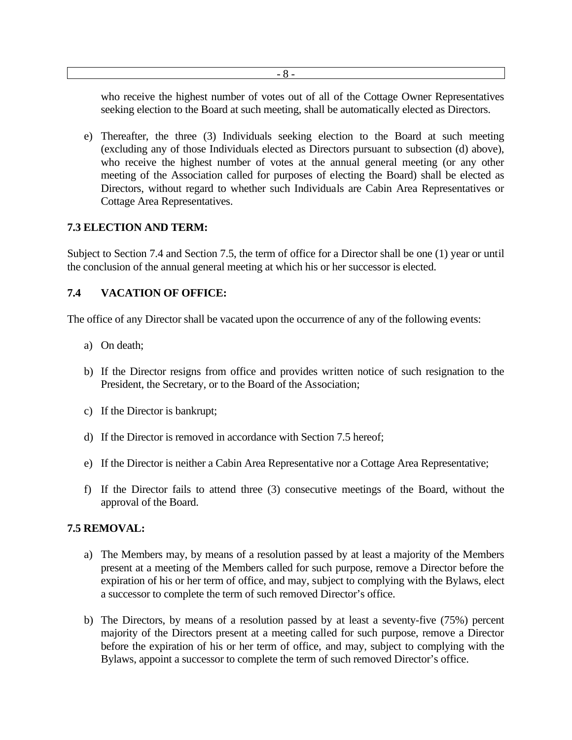who receive the highest number of votes out of all of the Cottage Owner Representatives seeking election to the Board at such meeting, shall be automatically elected as Directors.

e) Thereafter, the three (3) Individuals seeking election to the Board at such meeting (excluding any of those Individuals elected as Directors pursuant to subsection (d) above), who receive the highest number of votes at the annual general meeting (or any other meeting of the Association called for purposes of electing the Board) shall be elected as Directors, without regard to whether such Individuals are Cabin Area Representatives or Cottage Area Representatives.

**7.3 ELECTION AND TERM:**

Subject to Section 7.4 and Section 7.5, the term of office for a Director shall be one (1) year or until the conclusion of the annual general meeting at which his or her successor is elected.

**7.4 VACATION OF OFFICE:**

The office of any Director shall be vacated upon the occurrence of any of the following events:

a) On death;

b) If the Director resigns from office and provides written notice of such resignation to the President, the Secretary, or to the Board of the Association;

c) If the Director is bankrupt;

d) If the Director is removed in accordance with Section 7.5 hereof;

e) If the Director is neither a Cabin Area Representative nor a Cottage Area Representative;

f) If the Director fails to attend three (3) consecutive meetings of the Board, without the approval of the Board.

**7.5 REMOVAL:**

a) The Members may, by means of a resolution passed by at least a majority of the Members present at a meeting of the Members called for such purpose, remove a Director before the expiration of his or her term of office, and may, subject to complying with the Bylaws, elect a successor to complete the term of such removed Director's office.

b) The Directors, by means of a resolution passed by at least a seventy-five (75%) percent majority of the Directors present at a meeting called for such purpose, remove a Director before the expiration of his or her term of office, and may, subject to complying with the Bylaws, appoint a successor to complete the term of such removed Director's office.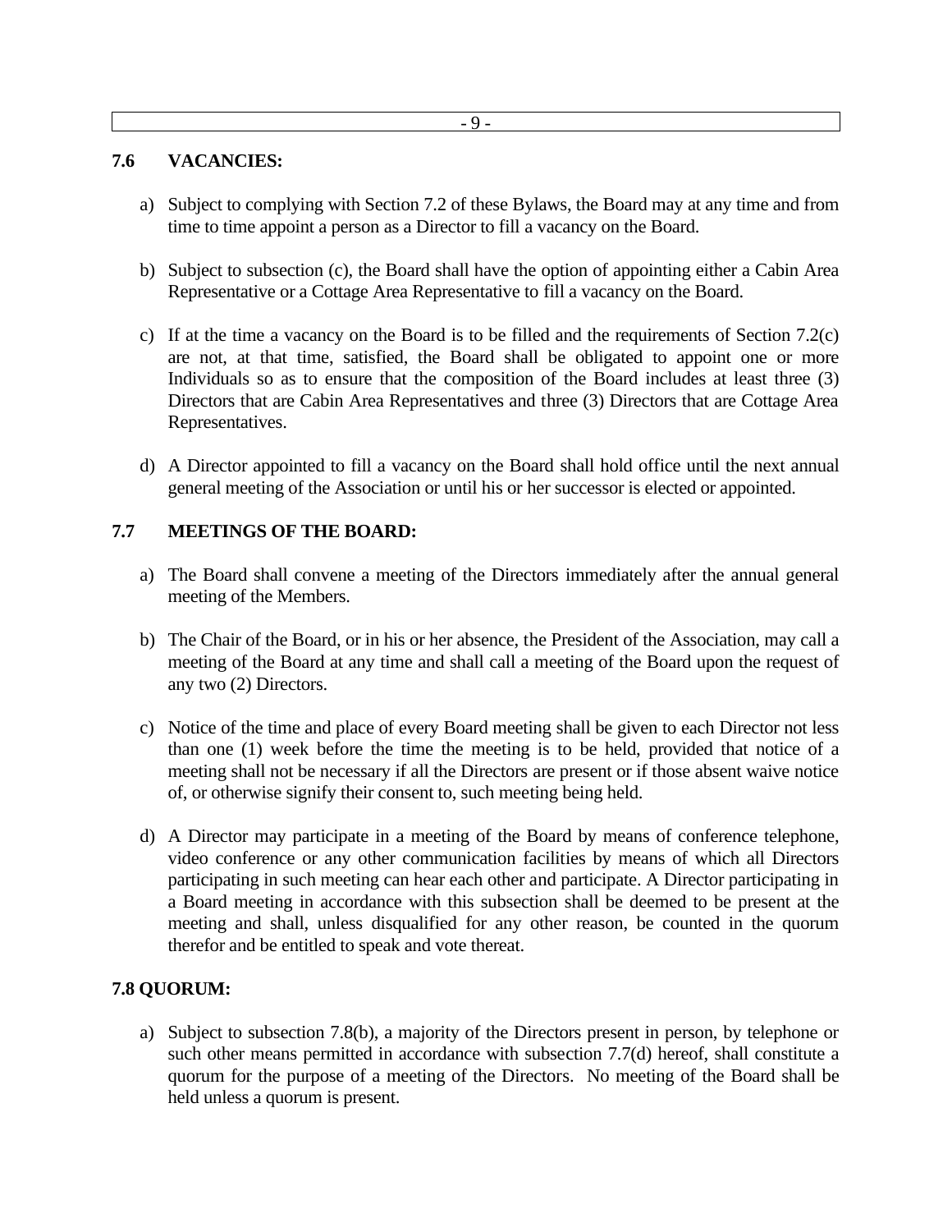## 7.6 VACANCIES:

a) Subject to complying with Section 7.2 of these Bylaws, the Board may at any time and from time to time appoint a person as a Director to fill a vacancy on the Board.

b) Subject to subsection (c), the Board shall have the option of appointing either a Cabin Area Representative or a Cottage Area Representative to fill a vacancy on the Board.

c) If at the time a vacancy on the Board is to be filled and the requirements of Section 7.2(c) are not, at that time, satisfied, the Board shall be obligated to appoint one or more Individuals so as to ensure that the composition of the Board includes at least three (3) Directors that are Cabin Area Representatives and three (3) Directors that are Cottage Area Representatives.

d) A Director appointed to fill a vacancy on the Board shall hold office until the next annual general meeting of the Association or until his or her successor is elected or appointed.

## 7.7 MEETINGS OF THE BOARD:

a) The Board shall convene a meeting of the Directors immediately after the annual general meeting of the Members.

b) The Chair of the Board, or in his or her absence, the President of the Association, may call a meeting of the Board at any time and shall call a meeting of the Board upon the request of any two (2) Directors.

c) Notice of the time and place of every Board meeting shall be given to each Director not less than one (1) week before the time the meeting is to be held, provided that notice of a meeting shall not be necessary if all the Directors are present or if those absent waive notice of, or otherwise signify their consent to, such meeting being held.

d) A Director may participate in a meeting of the Board by means of conference telephone, video conference or any other communication facilities by means of which all Directors participating in such meeting can hear each other and participate. A Director participating in a Board meeting in accordance with this subsection shall be deemed to be present at the meeting and shall, unless disqualified for any other reason, be counted in the quorum therefor and be entitled to speak and vote thereat.

## 7.8 QUORUM:

a) Subject to subsection 7.8(b), a majority of the Directors present in person, by telephone or such other means permitted in accordance with subsection 7.7(d) hereof, shall constitute a quorum for the purpose of a meeting of the Directors. No meeting of the Board shall be held unless a quorum is present.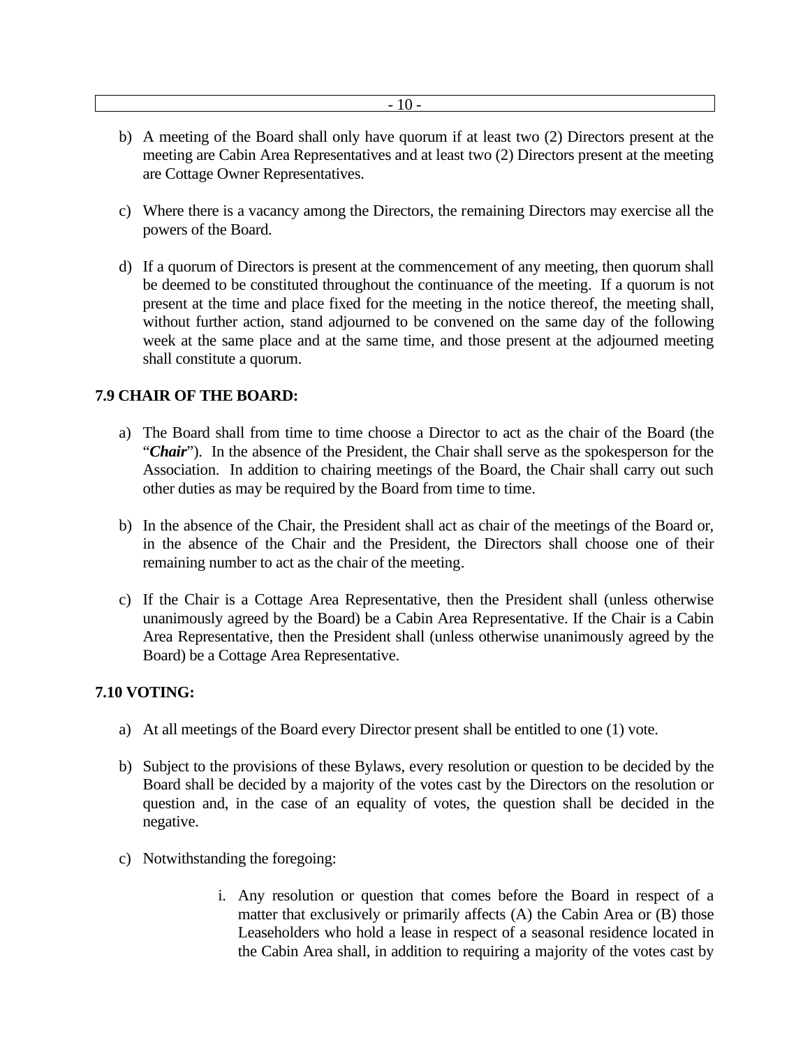b) A meeting of the Board shall only have quorum if at least two (2) Directors present at the meeting are Cabin Area Representatives and at least two (2) Directors present at the meeting are Cottage Owner Representatives.

c) Where there is a vacancy among the Directors, the remaining Directors may exercise all the powers of the Board.

d) If a quorum of Directors is present at the commencement of any meeting, then quorum shall be deemed to be constituted throughout the continuance of the meeting. If a quorum is not present at the time and place fixed for the meeting in the notice thereof, the meeting shall, without further action, stand adjourned to be convened on the same day of the following week at the same place and at the same time, and those present at the adjourned meeting shall constitute a quorum.

**7.9 CHAIR OF THE BOARD:**

a) The Board shall from time to time choose a Director to act as the chair of the Board (the "***Chair***"). In the absence of the President, the Chair shall serve as the spokesperson for the Association. In addition to chairing meetings of the Board, the Chair shall carry out such other duties as may be required by the Board from time to time.

b) In the absence of the Chair, the President shall act as chair of the meetings of the Board or, in the absence of the Chair and the President, the Directors shall choose one of their remaining number to act as the chair of the meeting.

c) If the Chair is a Cottage Area Representative, then the President shall (unless otherwise unanimously agreed by the Board) be a Cabin Area Representative. If the Chair is a Cabin Area Representative, then the President shall (unless otherwise unanimously agreed by the Board) be a Cottage Area Representative.

**7.10 VOTING:**

a) At all meetings of the Board every Director present shall be entitled to one (1) vote.

b) Subject to the provisions of these Bylaws, every resolution or question to be decided by the Board shall be decided by a majority of the votes cast by the Directors on the resolution or question and, in the case of an equality of votes, the question shall be decided in the negative.

c) Notwithstanding the foregoing:

   i. Any resolution or question that comes before the Board in respect of a matter that exclusively or primarily affects (A) the Cabin Area or (B) those Leaseholders who hold a lease in respect of a seasonal residence located in the Cabin Area shall, in addition to requiring a majority of the votes cast by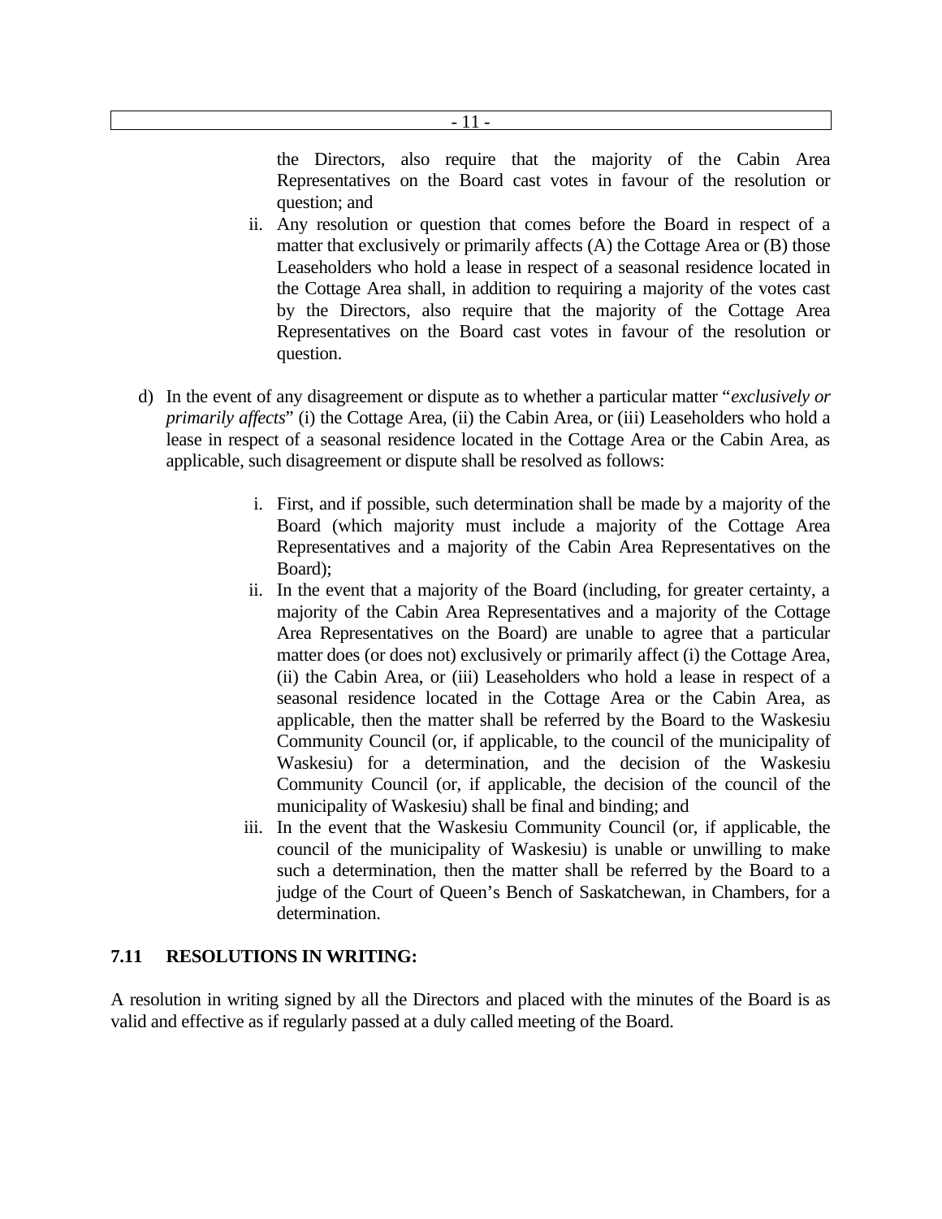the Directors, also require that the majority of the Cabin Area Representatives on the Board cast votes in favour of the resolution or question; and

   ii. Any resolution or question that comes before the Board in respect of a matter that exclusively or primarily affects (A) the Cottage Area or (B) those Leaseholders who hold a lease in respect of a seasonal residence located in the Cottage Area shall, in addition to requiring a majority of the votes cast by the Directors, also require that the majority of the Cottage Area Representatives on the Board cast votes in favour of the resolution or question.

d) In the event of any disagreement or dispute as to whether a particular matter "*exclusively or primarily affects*" (i) the Cottage Area, (ii) the Cabin Area, or (iii) Leaseholders who hold a lease in respect of a seasonal residence located in the Cottage Area or the Cabin Area, as applicable, such disagreement or dispute shall be resolved as follows:

   i. First, and if possible, such determination shall be made by a majority of the Board (which majority must include a majority of the Cottage Area Representatives and a majority of the Cabin Area Representatives on the Board);

   ii. In the event that a majority of the Board (including, for greater certainty, a majority of the Cabin Area Representatives and a majority of the Cottage Area Representatives on the Board) are unable to agree that a particular matter does (or does not) exclusively or primarily affect (i) the Cottage Area, (ii) the Cabin Area, or (iii) Leaseholders who hold a lease in respect of a seasonal residence located in the Cottage Area or the Cabin Area, as applicable, then the matter shall be referred by the Board to the Waskesiu Community Council (or, if applicable, to the council of the municipality of Waskesiu) for a determination, and the decision of the Waskesiu Community Council (or, if applicable, the decision of the council of the municipality of Waskesiu) shall be final and binding; and

   iii. In the event that the Waskesiu Community Council (or, if applicable, the council of the municipality of Waskesiu) is unable or unwilling to make such a determination, then the matter shall be referred by the Board to a judge of the Court of Queen's Bench of Saskatchewan, in Chambers, for a determination.

### 7.11 RESOLUTIONS IN WRITING:

A resolution in writing signed by all the Directors and placed with the minutes of the Board is as valid and effective as if regularly passed at a duly called meeting of the Board.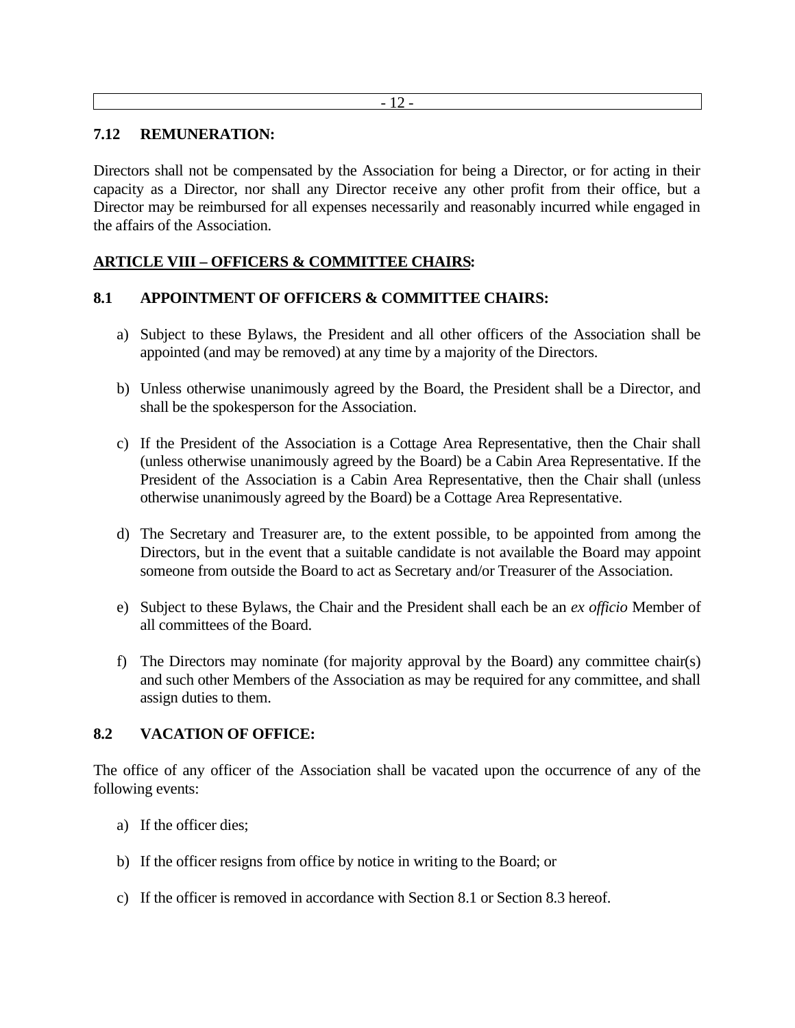### 7.12 REMUNERATION:

Directors shall not be compensated by the Association for being a Director, or for acting in their capacity as a Director, nor shall any Director receive any other profit from their office, but a Director may be reimbursed for all expenses necessarily and reasonably incurred while engaged in the affairs of the Association.

## ARTICLE VIII – OFFICERS & COMMITTEE CHAIRS:

### 8.1 APPOINTMENT OF OFFICERS & COMMITTEE CHAIRS:

a) Subject to these Bylaws, the President and all other officers of the Association shall be appointed (and may be removed) at any time by a majority of the Directors.

b) Unless otherwise unanimously agreed by the Board, the President shall be a Director, and shall be the spokesperson for the Association.

c) If the President of the Association is a Cottage Area Representative, then the Chair shall (unless otherwise unanimously agreed by the Board) be a Cabin Area Representative. If the President of the Association is a Cabin Area Representative, then the Chair shall (unless otherwise unanimously agreed by the Board) be a Cottage Area Representative.

d) The Secretary and Treasurer are, to the extent possible, to be appointed from among the Directors, but in the event that a suitable candidate is not available the Board may appoint someone from outside the Board to act as Secretary and/or Treasurer of the Association.

e) Subject to these Bylaws, the Chair and the President shall each be an *ex officio* Member of all committees of the Board.

f) The Directors may nominate (for majority approval by the Board) any committee chair(s) and such other Members of the Association as may be required for any committee, and shall assign duties to them.

### 8.2 VACATION OF OFFICE:

The office of any officer of the Association shall be vacated upon the occurrence of any of the following events:

a) If the officer dies;

b) If the officer resigns from office by notice in writing to the Board; or

c) If the officer is removed in accordance with Section 8.1 or Section 8.3 hereof.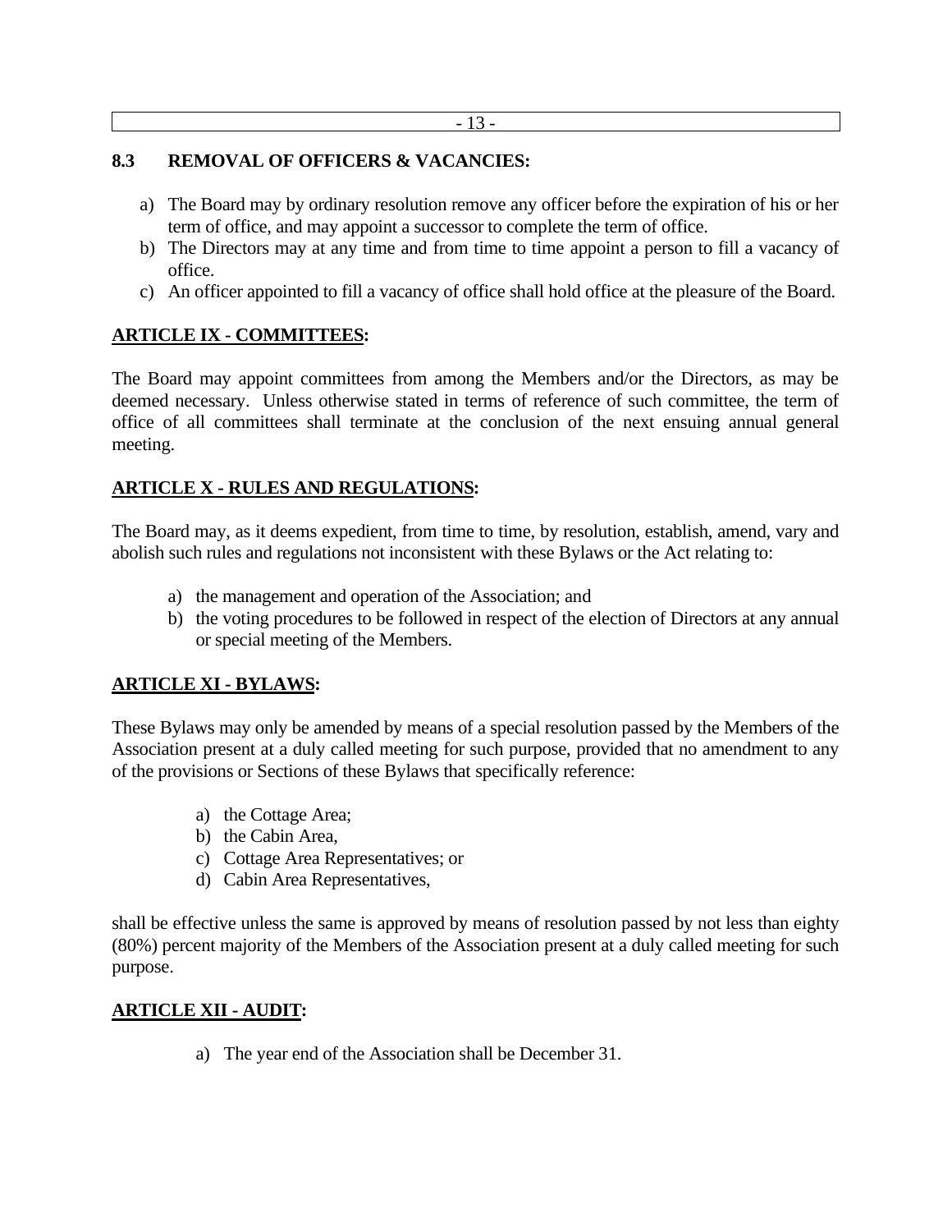### 8.3 REMOVAL OF OFFICERS & VACANCIES:

a) The Board may by ordinary resolution remove any officer before the expiration of his or her term of office, and may appoint a successor to complete the term of office.
b) The Directors may at any time and from time to time appoint a person to fill a vacancy of office.
c) An officer appointed to fill a vacancy of office shall hold office at the pleasure of the Board.

## ARTICLE IX - COMMITTEES:

The Board may appoint committees from among the Members and/or the Directors, as may be deemed necessary. Unless otherwise stated in terms of reference of such committee, the term of office of all committees shall terminate at the conclusion of the next ensuing annual general meeting.

## ARTICLE X - RULES AND REGULATIONS:

The Board may, as it deems expedient, from time to time, by resolution, establish, amend, vary and abolish such rules and regulations not inconsistent with these Bylaws or the Act relating to:

a) the management and operation of the Association; and
b) the voting procedures to be followed in respect of the election of Directors at any annual or special meeting of the Members.

## ARTICLE XI - BYLAWS:

These Bylaws may only be amended by means of a special resolution passed by the Members of the Association present at a duly called meeting for such purpose, provided that no amendment to any of the provisions or Sections of these Bylaws that specifically reference:

a) the Cottage Area;
b) the Cabin Area,
c) Cottage Area Representatives; or
d) Cabin Area Representatives,

shall be effective unless the same is approved by means of resolution passed by not less than eighty (80%) percent majority of the Members of the Association present at a duly called meeting for such purpose.

## ARTICLE XII - AUDIT:

a) The year end of the Association shall be December 31.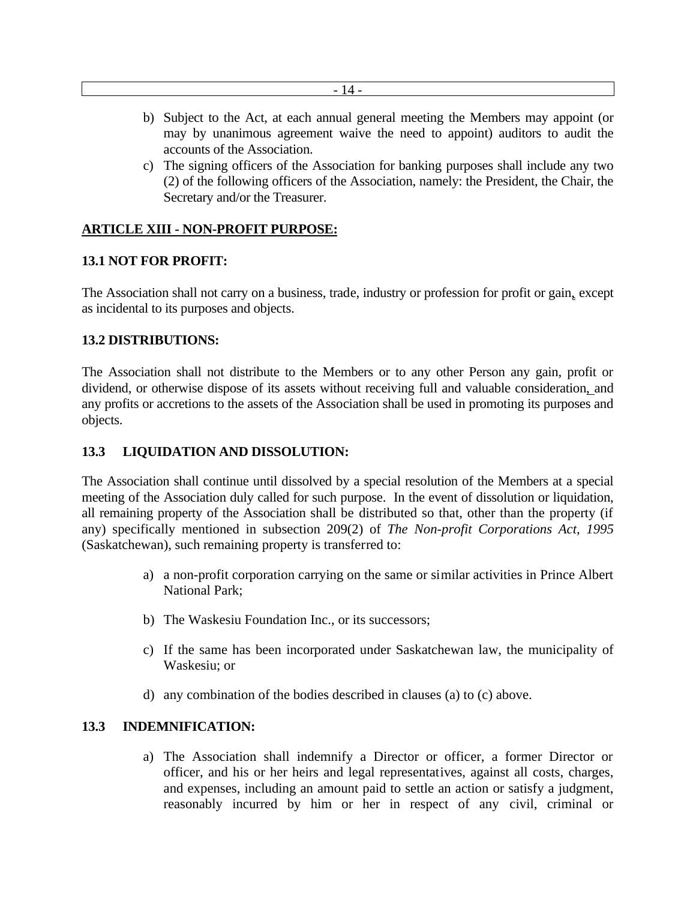b) Subject to the Act, at each annual general meeting the Members may appoint (or may by unanimous agreement waive the need to appoint) auditors to audit the accounts of the Association.

c) The signing officers of the Association for banking purposes shall include any two (2) of the following officers of the Association, namely: the President, the Chair, the Secretary and/or the Treasurer.

## ARTICLE XIII - NON-PROFIT PURPOSE:

### 13.1 NOT FOR PROFIT:

The Association shall not carry on a business, trade, industry or profession for profit or gain, except as incidental to its purposes and objects.

### 13.2 DISTRIBUTIONS:

The Association shall not distribute to the Members or to any other Person any gain, profit or dividend, or otherwise dispose of its assets without receiving full and valuable consideration, and any profits or accretions to the assets of the Association shall be used in promoting its purposes and objects.

### 13.3 LIQUIDATION AND DISSOLUTION:

The Association shall continue until dissolved by a special resolution of the Members at a special meeting of the Association duly called for such purpose. In the event of dissolution or liquidation, all remaining property of the Association shall be distributed so that, other than the property (if any) specifically mentioned in subsection 209(2) of *The Non-profit Corporations Act, 1995* (Saskatchewan), such remaining property is transferred to:

a) a non-profit corporation carrying on the same or similar activities in Prince Albert National Park;

b) The Waskesiu Foundation Inc., or its successors;

c) If the same has been incorporated under Saskatchewan law, the municipality of Waskesiu; or

d) any combination of the bodies described in clauses (a) to (c) above.

### 13.3 INDEMNIFICATION:

a) The Association shall indemnify a Director or officer, a former Director or officer, and his or her heirs and legal representatives, against all costs, charges, and expenses, including an amount paid to settle an action or satisfy a judgment, reasonably incurred by him or her in respect of any civil, criminal or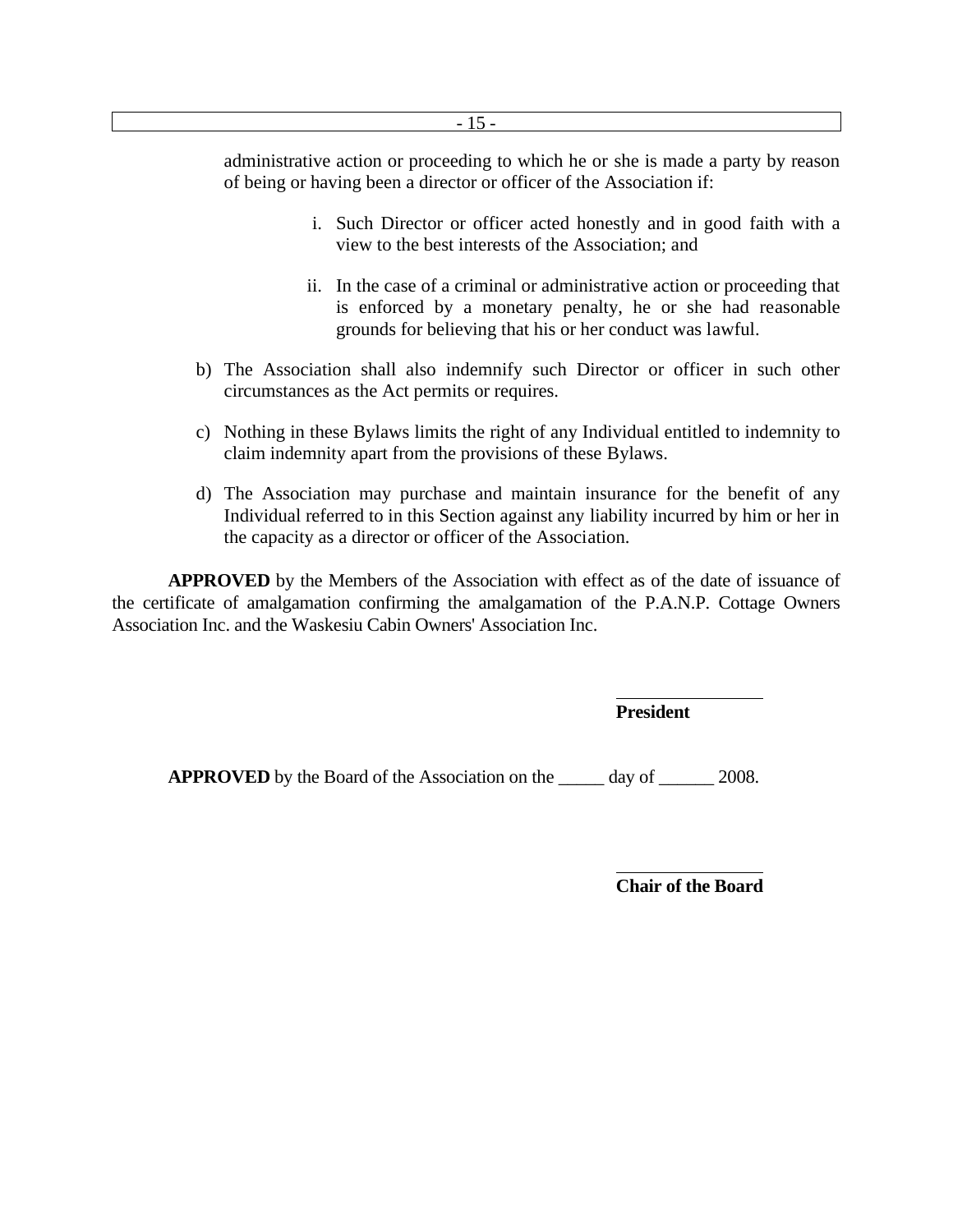administrative action or proceeding to which he or she is made a party by reason of being or having been a director or officer of the Association if:

i. Such Director or officer acted honestly and in good faith with a view to the best interests of the Association; and

ii. In the case of a criminal or administrative action or proceeding that is enforced by a monetary penalty, he or she had reasonable grounds for believing that his or her conduct was lawful.

b) The Association shall also indemnify such Director or officer in such other circumstances as the Act permits or requires.

c) Nothing in these Bylaws limits the right of any Individual entitled to indemnity to claim indemnity apart from the provisions of these Bylaws.

d) The Association may purchase and maintain insurance for the benefit of any Individual referred to in this Section against any liability incurred by him or her in the capacity as a director or officer of the Association.

**APPROVED** by the Members of the Association with effect as of the date of issuance of the certificate of amalgamation confirming the amalgamation of the P.A.N.P. Cottage Owners Association Inc. and the Waskesiu Cabin Owners' Association Inc.

________________

**President**

**APPROVED** by the Board of the Association on the _____ day of ______ 2008.

________________

**Chair of the Board**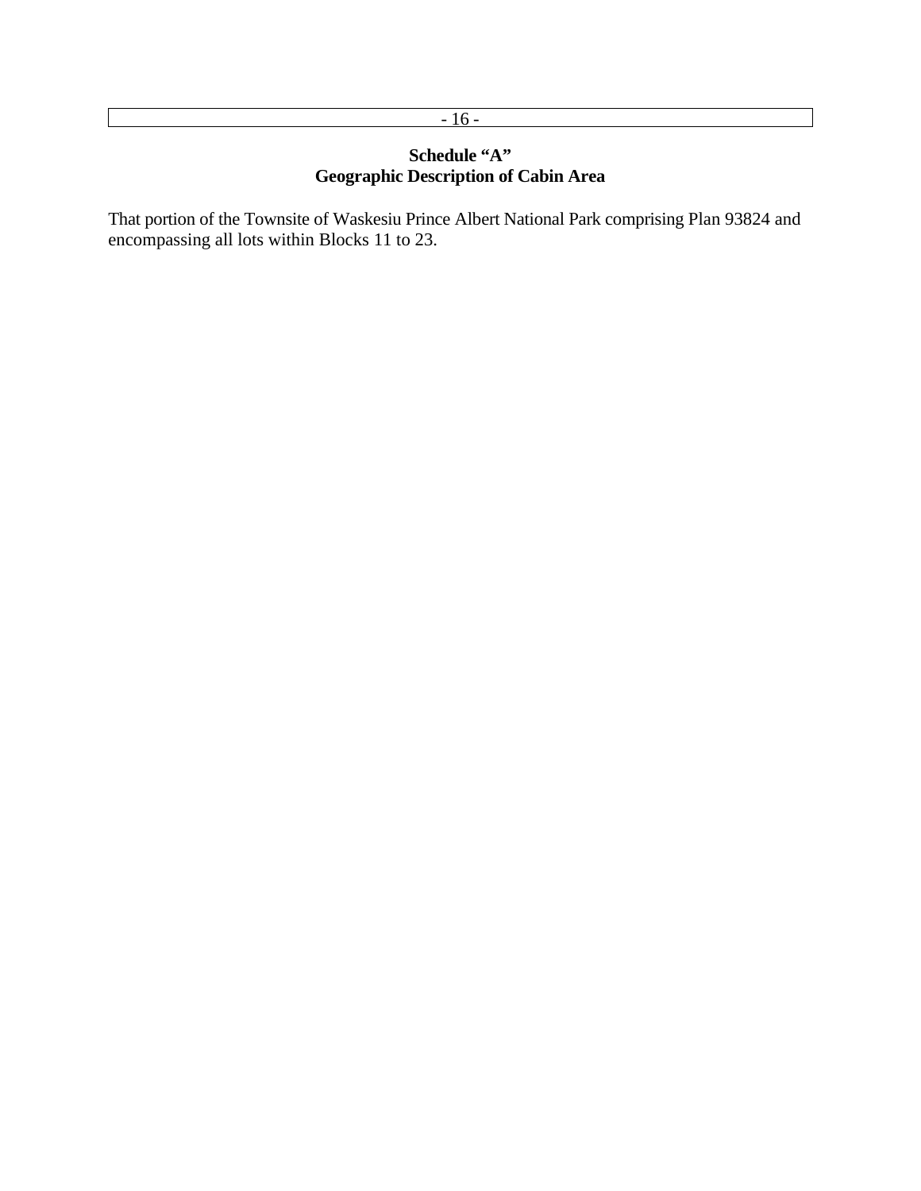**Schedule "A"**
**Geographic Description of Cabin Area**

That portion of the Townsite of Waskesiu Prince Albert National Park comprising Plan 93824 and encompassing all lots within Blocks 11 to 23.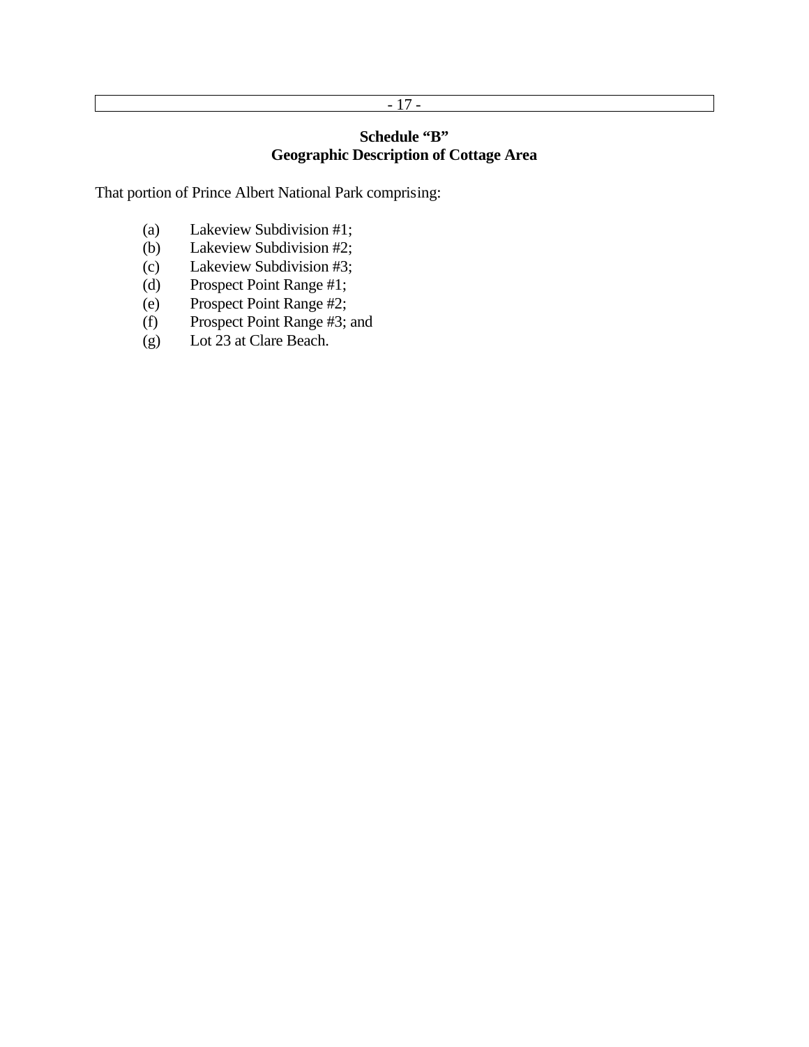## Schedule "B"
## Geographic Description of Cottage Area

That portion of Prince Albert National Park comprising:

(a) Lakeview Subdivision #1;
(b) Lakeview Subdivision #2;
(c) Lakeview Subdivision #3;
(d) Prospect Point Range #1;
(e) Prospect Point Range #2;
(f) Prospect Point Range #3; and
(g) Lot 23 at Clare Beach.